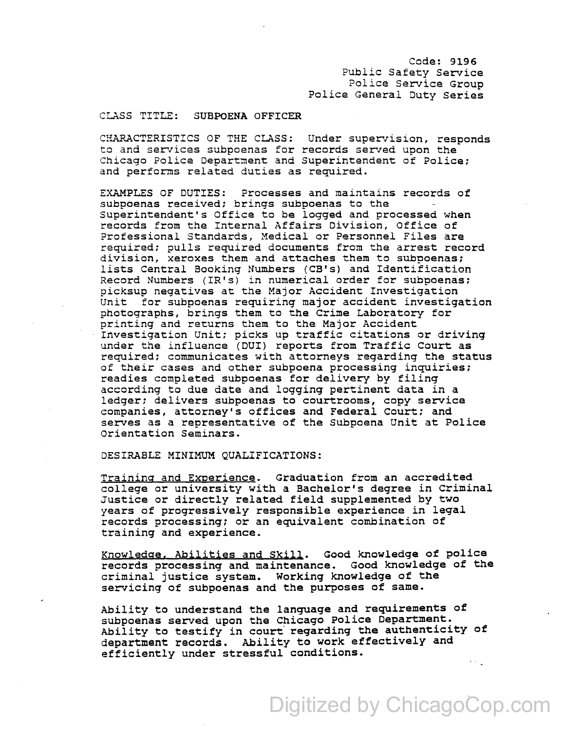Code: 9196
Public Safety Service
Police Service Group
Police General Duty Series

CLASS TITLE: SUBPOENA OFFICER

CHARACTERISTICS OF THE CLASS: Under supervision, responds to and services subpoenas for records served upon the Chicago Police Department and Superintendent of Police; and performs related duties as required.

EXAMPLES OF DUTIES: Processes and maintains records of subpoenas received; brings subpoenas to the Superintendent's Office to be logged and processed when records from the Internal Affairs Division, Office of Professional Standards, Medical or Personnel Files are required; pulls required documents from the arrest record division, xeroxes them and attaches them to subpoenas; lists Central Booking Numbers (CB's) and Identification Record Numbers (IR's) in numerical order for subpoenas; picksup negatives at the Major Accident Investigation Unit for subpoenas requiring major accident investigation photographs, brings them to the Crime Laboratory for printing and returns them to the Major Accident Investigation Unit; picks up traffic citations or driving under the influence (DUI) reports from Traffic Court as required; communicates with attorneys regarding the status of their cases and other subpoena processing inquiries; readies completed subpoenas for delivery by filing according to due date and logging pertinent data in a ledger; delivers subpoenas to courtrooms, copy service companies, attorney's offices and Federal Court; and serves as a representative of the Subpoena Unit at Police Orientation Seminars.

DESIRABLE MINIMUM QUALIFICATIONS:

Training and Experience. Graduation from an accredited college or university with a Bachelor's degree in Criminal Justice or directly related field supplemented by two years of progressively responsible experience in legal records processing; or an equivalent combination of training and experience.

Knowledge, Abilities and Skill. Good knowledge of police records processing and maintenance. Good knowledge of the criminal justice system. Working knowledge of the servicing of subpoenas and the purposes of same.

Ability to understand the language and requirements of subpoenas served upon the Chicago Police Department. Ability to testify in court regarding the authenticity of department records. Ability to work effectively and efficiently under stressful conditions.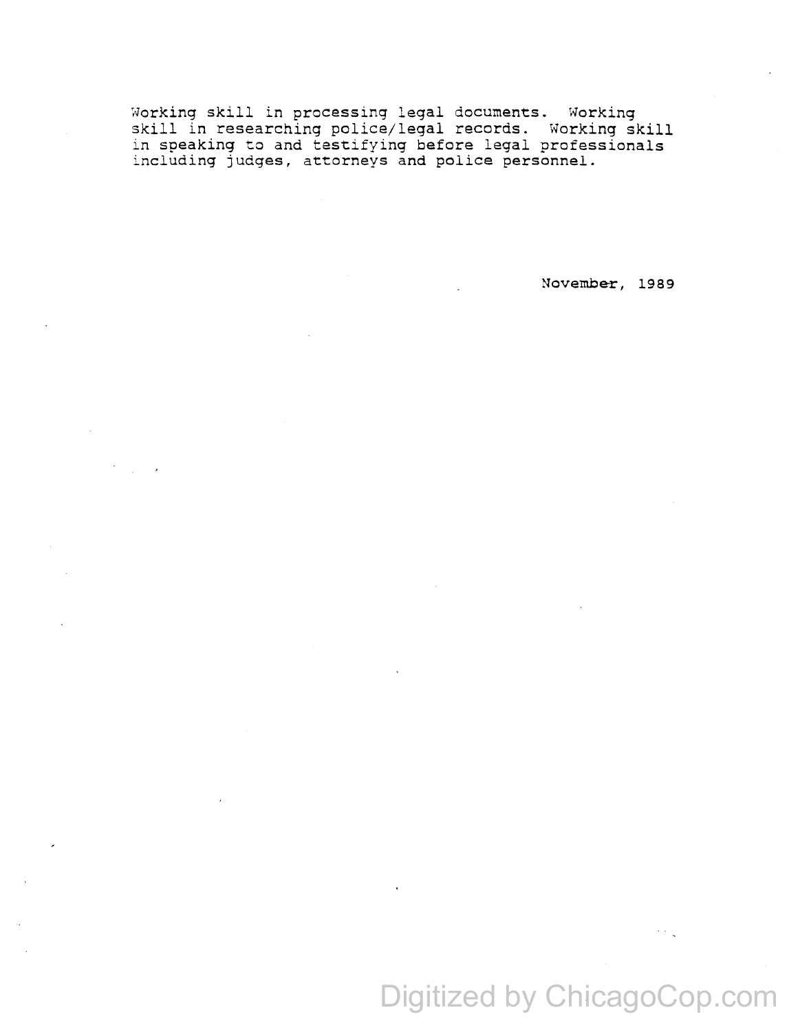Working skill in processing legal documents. Working skill in researching police/legal records. Working skill in speaking to and testifying before legal professionals including judges, attorneys and police personnel.

November, 1989